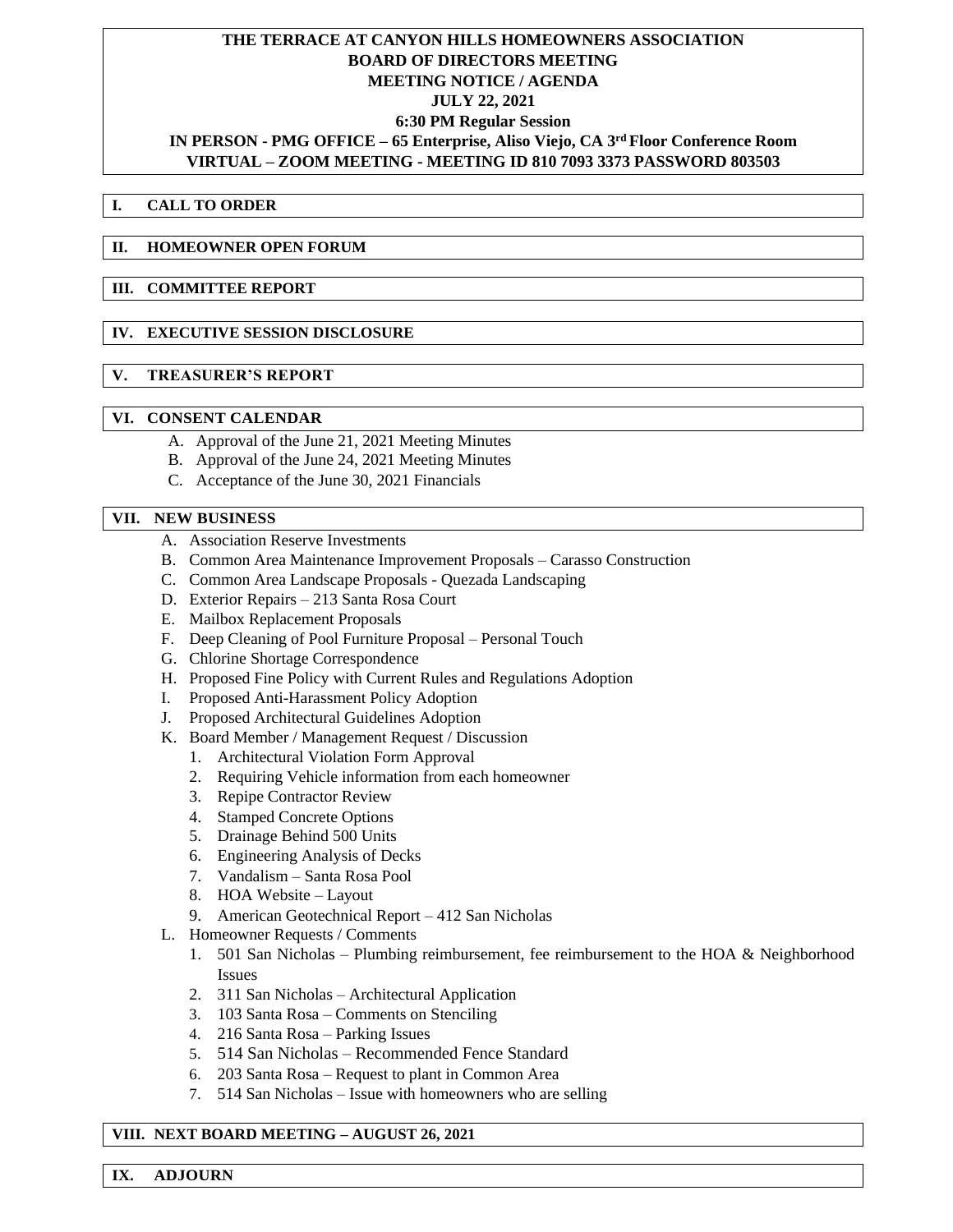# THE TERRACE AT CANYON HILLS HOMEOWNERS ASSOCIATION
## BOARD OF DIRECTORS MEETING
## MEETING NOTICE / AGENDA
## JULY 22, 2021
## 6:30 PM Regular Session
## IN PERSON - PMG OFFICE – 65 Enterprise, Aliso Viejo, CA 3rd Floor Conference Room
## VIRTUAL – ZOOM MEETING - MEETING ID 810 7093 3373 PASSWORD 803503

### I. CALL TO ORDER

### II. HOMEOWNER OPEN FORUM

### III. COMMITTEE REPORT

### IV. EXECUTIVE SESSION DISCLOSURE

### V. TREASURER'S REPORT

### VI. CONSENT CALENDAR

A. Approval of the June 21, 2021 Meeting Minutes
B. Approval of the June 24, 2021 Meeting Minutes
C. Acceptance of the June 30, 2021 Financials

### VII. NEW BUSINESS

A. Association Reserve Investments
B. Common Area Maintenance Improvement Proposals – Carasso Construction
C. Common Area Landscape Proposals - Quezada Landscaping
D. Exterior Repairs – 213 Santa Rosa Court
E. Mailbox Replacement Proposals
F. Deep Cleaning of Pool Furniture Proposal – Personal Touch
G. Chlorine Shortage Correspondence
H. Proposed Fine Policy with Current Rules and Regulations Adoption
I. Proposed Anti-Harassment Policy Adoption
J. Proposed Architectural Guidelines Adoption
K. Board Member / Management Request / Discussion
   1. Architectural Violation Form Approval
   2. Requiring Vehicle information from each homeowner
   3. Repipe Contractor Review
   4. Stamped Concrete Options
   5. Drainage Behind 500 Units
   6. Engineering Analysis of Decks
   7. Vandalism – Santa Rosa Pool
   8. HOA Website – Layout
   9. American Geotechnical Report – 412 San Nicholas
L. Homeowner Requests / Comments
   1. 501 San Nicholas – Plumbing reimbursement, fee reimbursement to the HOA & Neighborhood Issues
   2. 311 San Nicholas – Architectural Application
   3. 103 Santa Rosa – Comments on Stenciling
   4. 216 Santa Rosa – Parking Issues
   5. 514 San Nicholas – Recommended Fence Standard
   6. 203 Santa Rosa – Request to plant in Common Area
   7. 514 San Nicholas – Issue with homeowners who are selling

### VIII. NEXT BOARD MEETING – AUGUST 26, 2021

### IX. ADJOURN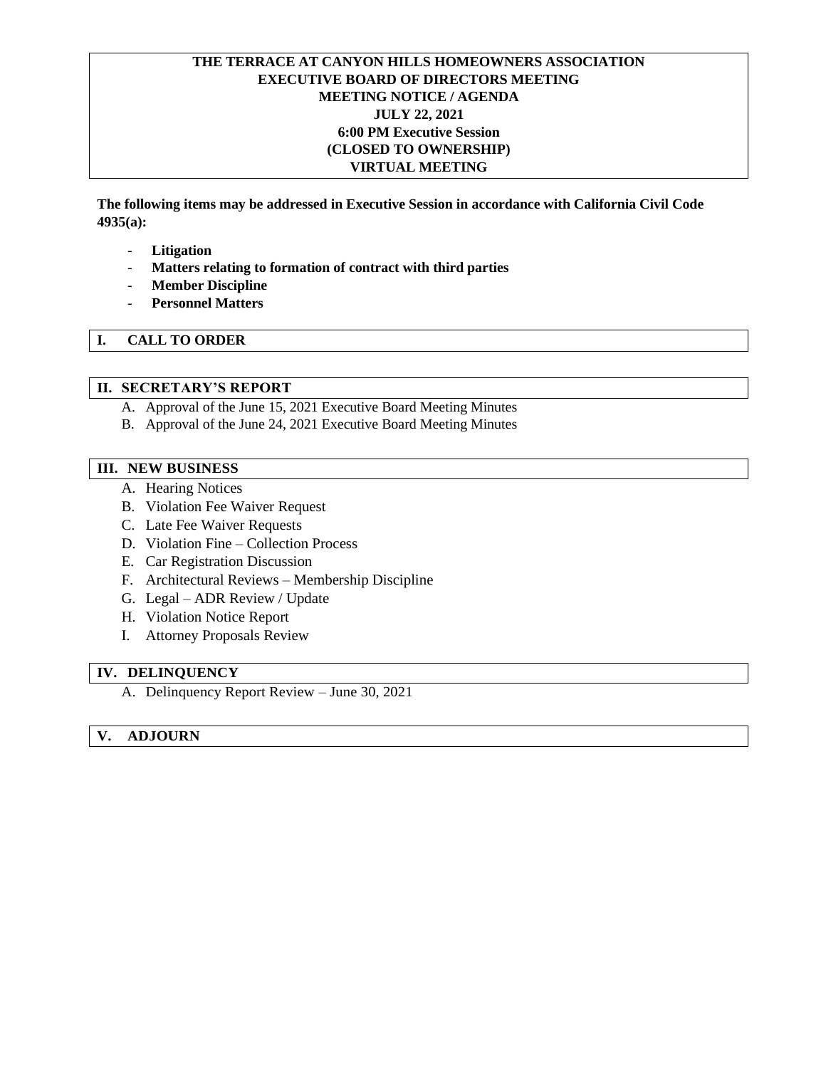# THE TERRACE AT CANYON HILLS HOMEOWNERS ASSOCIATION
## EXECUTIVE BOARD OF DIRECTORS MEETING
## MEETING NOTICE / AGENDA
## JULY 22, 2021
## 6:00 PM Executive Session
## (CLOSED TO OWNERSHIP)
## VIRTUAL MEETING

**The following items may be addressed in Executive Session in accordance with California Civil Code 4935(a):**

- **Litigation**
- **Matters relating to formation of contract with third parties**
- **Member Discipline**
- **Personnel Matters**

## I. CALL TO ORDER

## II. SECRETARY'S REPORT

A. Approval of the June 15, 2021 Executive Board Meeting Minutes
B. Approval of the June 24, 2021 Executive Board Meeting Minutes

## III. NEW BUSINESS

A. Hearing Notices
B. Violation Fee Waiver Request
C. Late Fee Waiver Requests
D. Violation Fine – Collection Process
E. Car Registration Discussion
F. Architectural Reviews – Membership Discipline
G. Legal – ADR Review / Update
H. Violation Notice Report
I. Attorney Proposals Review

## IV. DELINQUENCY

A. Delinquency Report Review – June 30, 2021

## V. ADJOURN